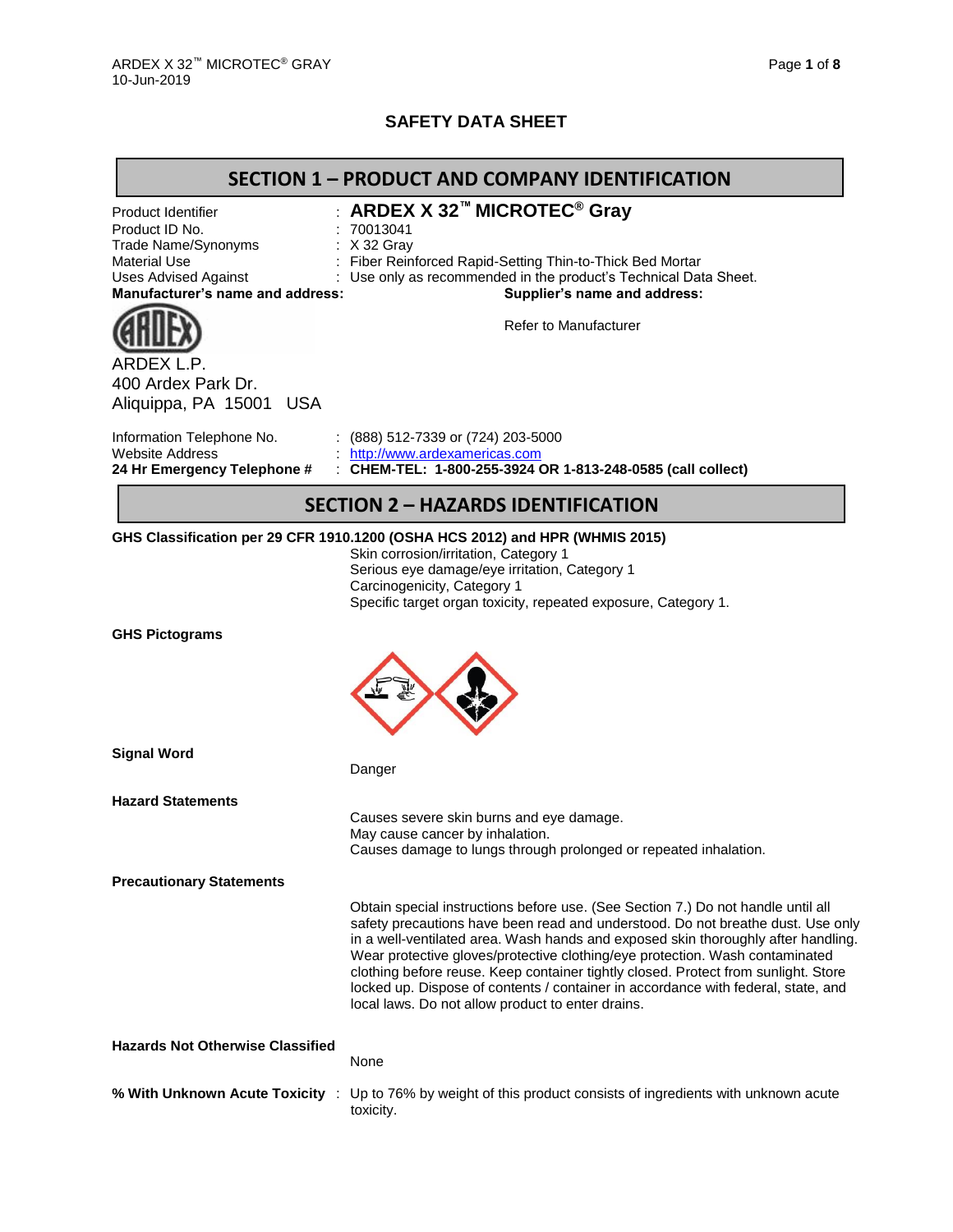# SAFETY DATA SHEET

## SECTION 1 – PRODUCT AND COMPANY IDENTIFICATION

| | |
|---|---|
| Product Identifier | : **ARDEX X 32™ MICROTEC® Gray** |
| Product ID No. | : 70013041 |
| Trade Name/Synonyms | : X 32 Gray |
| Material Use | : Fiber Reinforced Rapid-Setting Thin-to-Thick Bed Mortar |
| Uses Advised Against | : Use only as recommended in the product's Technical Data Sheet. |

**Manufacturer's name and address:**

ARDEX L.P.
400 Ardex Park Dr.
Aliquippa, PA 15001 USA

**Supplier's name and address:**

Refer to Manufacturer

| | |
|---|---|
| Information Telephone No. | : (888) 512-7339 or (724) 203-5000 |
| Website Address | : http://www.ardexamericas.com |
| **24 Hr Emergency Telephone #** | : **CHEM-TEL: 1-800-255-3924 OR 1-813-248-0585 (call collect)** |

## SECTION 2 – HAZARDS IDENTIFICATION

**GHS Classification per 29 CFR 1910.1200 (OSHA HCS 2012) and HPR (WHMIS 2015)**

Skin corrosion/irritation, Category 1
Serious eye damage/eye irritation, Category 1
Carcinogenicity, Category 1
Specific target organ toxicity, repeated exposure, Category 1.

**GHS Pictograms**

**Signal Word**

Danger

**Hazard Statements**

Causes severe skin burns and eye damage.
May cause cancer by inhalation.
Causes damage to lungs through prolonged or repeated inhalation.

**Precautionary Statements**

Obtain special instructions before use. (See Section 7.) Do not handle until all safety precautions have been read and understood. Do not breathe dust. Use only in a well-ventilated area. Wash hands and exposed skin thoroughly after handling. Wear protective gloves/protective clothing/eye protection. Wash contaminated clothing before reuse. Keep container tightly closed. Protect from sunlight. Store locked up. Dispose of contents / container in accordance with federal, state, and local laws. Do not allow product to enter drains.

**Hazards Not Otherwise Classified**

None

**% With Unknown Acute Toxicity** : Up to 76% by weight of this product consists of ingredients with unknown acute toxicity.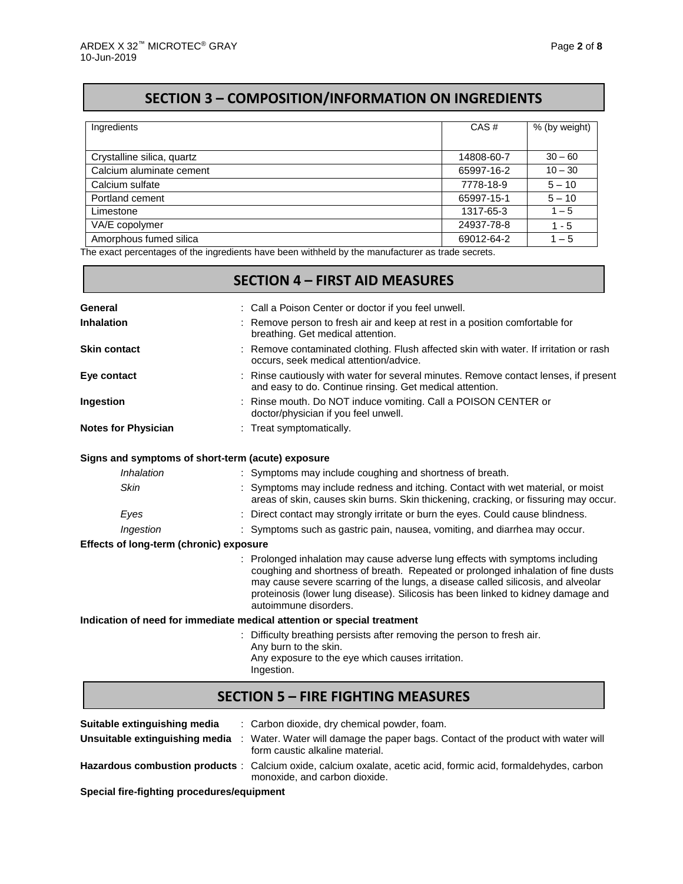## SECTION 3 – COMPOSITION/INFORMATION ON INGREDIENTS

| Ingredients | CAS # | % (by weight) |
|---|---|---|
| Crystalline silica, quartz | 14808-60-7 | 30 – 60 |
| Calcium aluminate cement | 65997-16-2 | 10 – 30 |
| Calcium sulfate | 7778-18-9 | 5 – 10 |
| Portland cement | 65997-15-1 | 5 – 10 |
| Limestone | 1317-65-3 | 1 – 5 |
| VA/E copolymer | 24937-78-8 | 1 - 5 |
| Amorphous fumed silica | 69012-64-2 | 1 – 5 |

The exact percentages of the ingredients have been withheld by the manufacturer as trade secrets.

## SECTION 4 – FIRST AID MEASURES

**General** : Call a Poison Center or doctor if you feel unwell.

**Inhalation** : Remove person to fresh air and keep at rest in a position comfortable for breathing. Get medical attention.

**Skin contact** : Remove contaminated clothing. Flush affected skin with water. If irritation or rash occurs, seek medical attention/advice.

**Eye contact** : Rinse cautiously with water for several minutes. Remove contact lenses, if present and easy to do. Continue rinsing. Get medical attention.

**Ingestion** : Rinse mouth. Do NOT induce vomiting. Call a POISON CENTER or doctor/physician if you feel unwell.

**Notes for Physician** : Treat symptomatically.

**Signs and symptoms of short-term (acute) exposure**

*Inhalation* : Symptoms may include coughing and shortness of breath.

*Skin* : Symptoms may include redness and itching. Contact with wet material, or moist areas of skin, causes skin burns. Skin thickening, cracking, or fissuring may occur.

*Eyes* : Direct contact may strongly irritate or burn the eyes. Could cause blindness.

*Ingestion* : Symptoms such as gastric pain, nausea, vomiting, and diarrhea may occur.

**Effects of long-term (chronic) exposure**

: Prolonged inhalation may cause adverse lung effects with symptoms including coughing and shortness of breath. Repeated or prolonged inhalation of fine dusts may cause severe scarring of the lungs, a disease called silicosis, and alveolar proteinosis (lower lung disease). Silicosis has been linked to kidney damage and autoimmune disorders.

**Indication of need for immediate medical attention or special treatment**

: Difficulty breathing persists after removing the person to fresh air.
Any burn to the skin.
Any exposure to the eye which causes irritation.
Ingestion.

## SECTION 5 – FIRE FIGHTING MEASURES

**Suitable extinguishing media** : Carbon dioxide, dry chemical powder, foam.

**Unsuitable extinguishing media** : Water. Water will damage the paper bags. Contact of the product with water will form caustic alkaline material.

**Hazardous combustion products** : Calcium oxide, calcium oxalate, acetic acid, formic acid, formaldehydes, carbon monoxide, and carbon dioxide.

**Special fire-fighting procedures/equipment**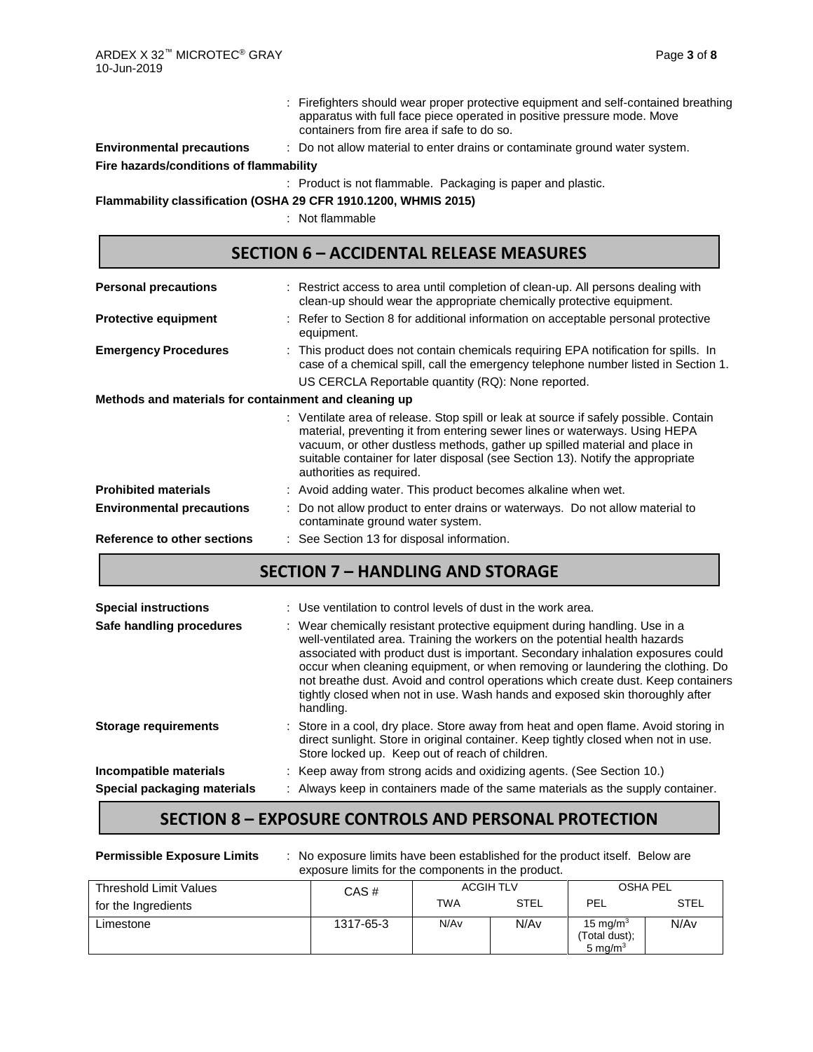: Firefighters should wear proper protective equipment and self-contained breathing apparatus with full face piece operated in positive pressure mode. Move containers from fire area if safe to do so.

**Environmental precautions** : Do not allow material to enter drains or contaminate ground water system.

**Fire hazards/conditions of flammability**

: Product is not flammable. Packaging is paper and plastic.

**Flammability classification (OSHA 29 CFR 1910.1200, WHMIS 2015)**

: Not flammable

## SECTION 6 – ACCIDENTAL RELEASE MEASURES

**Personal precautions** : Restrict access to area until completion of clean-up. All persons dealing with clean-up should wear the appropriate chemically protective equipment.

**Protective equipment** : Refer to Section 8 for additional information on acceptable personal protective equipment.

**Emergency Procedures** : This product does not contain chemicals requiring EPA notification for spills. In case of a chemical spill, call the emergency telephone number listed in Section 1.

US CERCLA Reportable quantity (RQ): None reported.

**Methods and materials for containment and cleaning up**

: Ventilate area of release. Stop spill or leak at source if safely possible. Contain material, preventing it from entering sewer lines or waterways. Using HEPA vacuum, or other dustless methods, gather up spilled material and place in suitable container for later disposal (see Section 13). Notify the appropriate authorities as required.

**Prohibited materials** : Avoid adding water. This product becomes alkaline when wet.

**Environmental precautions** : Do not allow product to enter drains or waterways. Do not allow material to contaminate ground water system.

**Reference to other sections** : See Section 13 for disposal information.

## SECTION 7 – HANDLING AND STORAGE

**Special instructions** : Use ventilation to control levels of dust in the work area.

**Safe handling procedures** : Wear chemically resistant protective equipment during handling. Use in a well-ventilated area. Training the workers on the potential health hazards associated with product dust is important. Secondary inhalation exposures could occur when cleaning equipment, or when removing or laundering the clothing. Do not breathe dust. Avoid and control operations which create dust. Keep containers tightly closed when not in use. Wash hands and exposed skin thoroughly after handling.

**Storage requirements** : Store in a cool, dry place. Store away from heat and open flame. Avoid storing in direct sunlight. Store in original container. Keep tightly closed when not in use. Store locked up. Keep out of reach of children.

**Incompatible materials** : Keep away from strong acids and oxidizing agents. (See Section 10.)

**Special packaging materials** : Always keep in containers made of the same materials as the supply container.

## SECTION 8 – EXPOSURE CONTROLS AND PERSONAL PROTECTION

**Permissible Exposure Limits** : No exposure limits have been established for the product itself. Below are exposure limits for the components in the product.

| Threshold Limit Values for the Ingredients | CAS # | ACGIH TLV | | OSHA PEL | |
|---|---|---|---|---|---|
| | | TWA | STEL | PEL | STEL |
| Limestone | 1317-65-3 | N/Av | N/Av | 15 mg/m$^3$ (Total dust); 5 mg/m$^3$ | N/Av |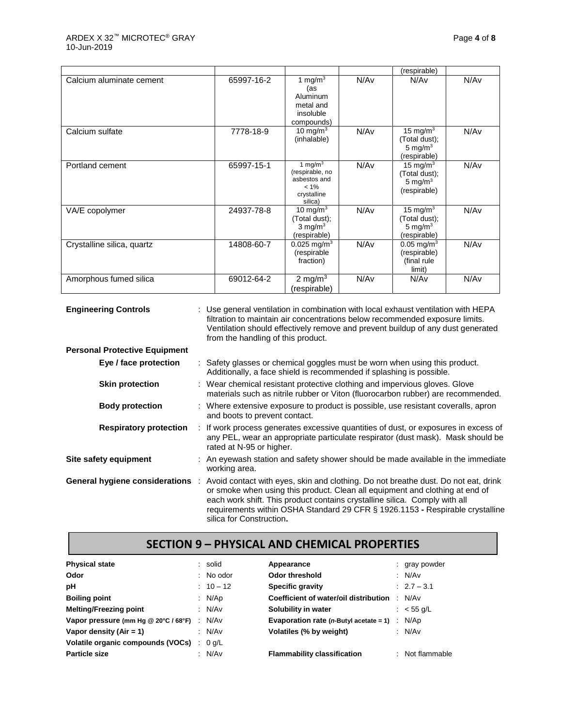| | | | | | |
|---|---|---|---|---|---|
| | | | | (respirable) | |
| Calcium aluminate cement | 65997-16-2 | 1 mg/m$^3$ (as Aluminum metal and insoluble compounds) | N/Av | N/Av | N/Av |
| Calcium sulfate | 7778-18-9 | 10 mg/m$^3$ (inhalable) | N/Av | 15 mg/m$^3$ (Total dust); 5 mg/m$^3$ (respirable) | N/Av |
| Portland cement | 65997-15-1 | 1 mg/m$^3$ (respirable, no asbestos and < 1% crystalline silica) | N/Av | 15 mg/m$^3$ (Total dust); 5 mg/m$^3$ (respirable) | N/Av |
| VA/E copolymer | 24937-78-8 | 10 mg/m$^3$ (Total dust); 3 mg/m$^3$ (respirable) | N/Av | 15 mg/m$^3$ (Total dust); 5 mg/m$^3$ (respirable) | N/Av |
| Crystalline silica, quartz | 14808-60-7 | 0.025 mg/m$^3$ (respirable fraction) | N/Av | 0.05 mg/m$^3$ (respirable) (final rule limit) | N/Av |
| Amorphous fumed silica | 69012-64-2 | 2 mg/m$^3$ (respirable) | N/Av | N/Av | N/Av |

**Engineering Controls** : Use general ventilation in combination with local exhaust ventilation with HEPA filtration to maintain air concentrations below recommended exposure limits. Ventilation should effectively remove and prevent buildup of any dust generated from the handling of this product.

**Personal Protective Equipment**

**Eye / face protection** : Safety glasses or chemical goggles must be worn when using this product. Additionally, a face shield is recommended if splashing is possible.

**Skin protection** : Wear chemical resistant protective clothing and impervious gloves. Glove materials such as nitrile rubber or Viton (fluorocarbon rubber) are recommended.

**Body protection** : Where extensive exposure to product is possible, use resistant coveralls, apron and boots to prevent contact.

**Respiratory protection** : If work process generates excessive quantities of dust, or exposures in excess of any PEL, wear an appropriate particulate respirator (dust mask). Mask should be rated at N-95 or higher.

**Site safety equipment** : An eyewash station and safety shower should be made available in the immediate working area.

**General hygiene considerations** : Avoid contact with eyes, skin and clothing. Do not breathe dust. Do not eat, drink or smoke when using this product. Clean all equipment and clothing at end of each work shift. This product contains crystalline silica. Comply with all requirements within OSHA Standard 29 CFR § 1926.1153 **-** Respirable crystalline silica for Construction**.**

## SECTION 9 – PHYSICAL AND CHEMICAL PROPERTIES

| | | | |
|---|---|---|---|
| **Physical state** | : solid | **Appearance** | : gray powder |
| **Odor** | : No odor | **Odor threshold** | : N/Av |
| **pH** | : 10 – 12 | **Specific gravity** | : 2.7 – 3.1 |
| **Boiling point** | : N/Ap | **Coefficient of water/oil distribution** | : N/Av |
| **Melting/Freezing point** | : N/Av | **Solubility in water** | : < 55 g/L |
| **Vapor pressure (mm Hg @ 20°C / 68°F)** | : N/Av | **Evaporation rate (*n*-Butyl acetate = 1)** | : N/Ap |
| **Vapor density (Air = 1)** | : N/Av | **Volatiles (% by weight)** | : N/Av |
| **Volatile organic compounds (VOCs)** | : 0 g/L | | |
| **Particle size** | : N/Av | **Flammability classification** | : Not flammable |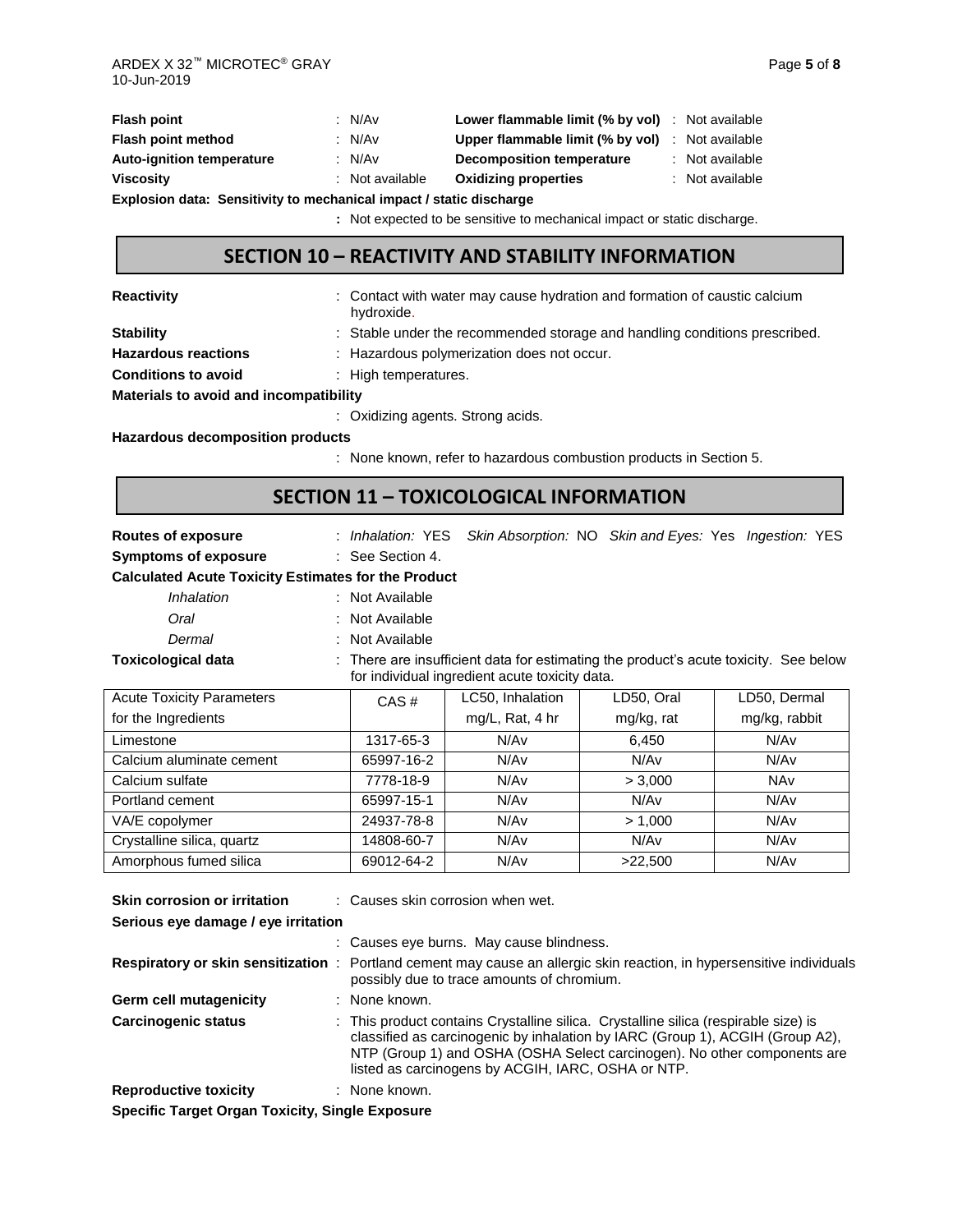| | | | |
|---|---|---|---|
| **Flash point** | : N/Av | **Lower flammable limit (% by vol)** | : Not available |
| **Flash point method** | : N/Av | **Upper flammable limit (% by vol)** | : Not available |
| **Auto-ignition temperature** | : N/Av | **Decomposition temperature** | : Not available |
| **Viscosity** | : Not available | **Oxidizing properties** | : Not available |

**Explosion data: Sensitivity to mechanical impact / static discharge**

: Not expected to be sensitive to mechanical impact or static discharge.

## SECTION 10 – REACTIVITY AND STABILITY INFORMATION

**Reactivity** : Contact with water may cause hydration and formation of caustic calcium hydroxide.

**Stability** : Stable under the recommended storage and handling conditions prescribed.

**Hazardous reactions** : Hazardous polymerization does not occur.

**Conditions to avoid** : High temperatures.

**Materials to avoid and incompatibility**

: Oxidizing agents. Strong acids.

**Hazardous decomposition products**

: None known, refer to hazardous combustion products in Section 5.

## SECTION 11 – TOXICOLOGICAL INFORMATION

**Routes of exposure** : *Inhalation:* YES *Skin Absorption:* NO *Skin and Eyes:* Yes *Ingestion:* YES

**Symptoms of exposure** : See Section 4.

**Calculated Acute Toxicity Estimates for the Product**

- *Inhalation* : Not Available
- *Oral* : Not Available
- *Dermal* : Not Available

**Toxicological data** : There are insufficient data for estimating the product's acute toxicity. See below for individual ingredient acute toxicity data.

| Acute Toxicity Parameters for the Ingredients | CAS # | LC50, Inhalation mg/L, Rat, 4 hr | LD50, Oral mg/kg, rat | LD50, Dermal mg/kg, rabbit |
|---|---|---|---|---|
| Limestone | 1317-65-3 | N/Av | 6,450 | N/Av |
| Calcium aluminate cement | 65997-16-2 | N/Av | N/Av | N/Av |
| Calcium sulfate | 7778-18-9 | N/Av | > 3,000 | NAv |
| Portland cement | 65997-15-1 | N/Av | N/Av | N/Av |
| VA/E copolymer | 24937-78-8 | N/Av | > 1,000 | N/Av |
| Crystalline silica, quartz | 14808-60-7 | N/Av | N/Av | N/Av |
| Amorphous fumed silica | 69012-64-2 | N/Av | >22,500 | N/Av |

**Skin corrosion or irritation** : Causes skin corrosion when wet.

**Serious eye damage / eye irritation**

: Causes eye burns. May cause blindness.

**Respiratory or skin sensitization** : Portland cement may cause an allergic skin reaction, in hypersensitive individuals possibly due to trace amounts of chromium.

**Germ cell mutagenicity** : None known.

**Carcinogenic status** : This product contains Crystalline silica. Crystalline silica (respirable size) is classified as carcinogenic by inhalation by IARC (Group 1), ACGIH (Group A2), NTP (Group 1) and OSHA (OSHA Select carcinogen). No other components are listed as carcinogens by ACGIH, IARC, OSHA or NTP.

**Reproductive toxicity** : None known.

**Specific Target Organ Toxicity, Single Exposure**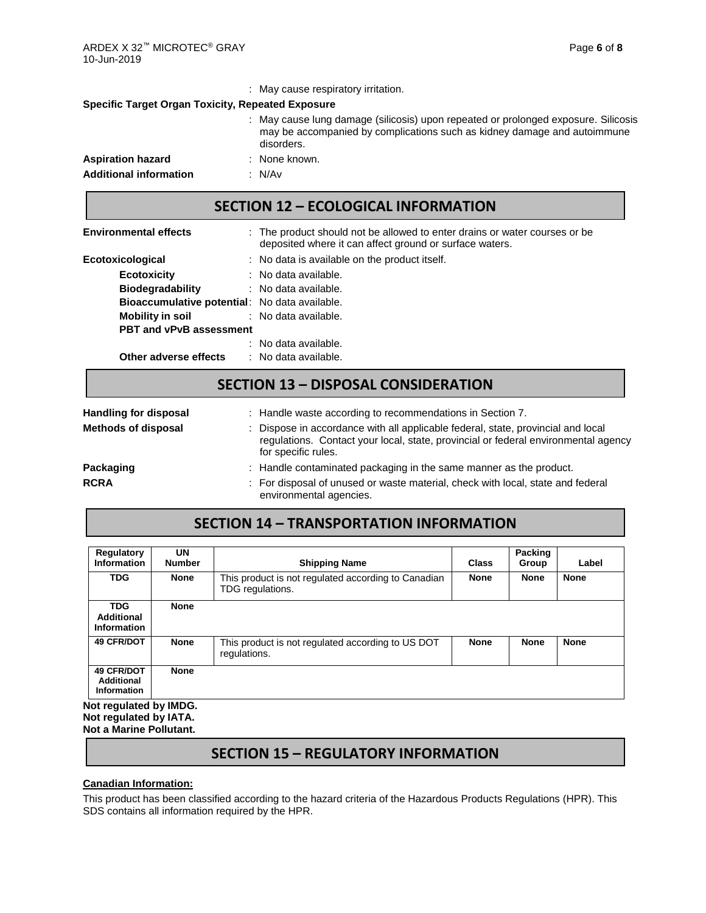: May cause respiratory irritation.

**Specific Target Organ Toxicity, Repeated Exposure**

: May cause lung damage (silicosis) upon repeated or prolonged exposure. Silicosis may be accompanied by complications such as kidney damage and autoimmune disorders.

**Aspiration hazard** : None known.

**Additional information** : N/Av

## SECTION 12 – ECOLOGICAL INFORMATION

**Environmental effects** : The product should not be allowed to enter drains or water courses or be deposited where it can affect ground or surface waters.

**Ecotoxicological** : No data is available on the product itself.

- **Ecotoxicity** : No data available.
- **Biodegradability** : No data available.
- **Bioaccumulative potential**: No data available.
- **Mobility in soil** : No data available.
- **PBT and vPvB assessment** : No data available.
- **Other adverse effects** : No data available.

## SECTION 13 – DISPOSAL CONSIDERATION

**Handling for disposal** : Handle waste according to recommendations in Section 7.

**Methods of disposal** : Dispose in accordance with all applicable federal, state, provincial and local regulations. Contact your local, state, provincial or federal environmental agency for specific rules.

**Packaging** : Handle contaminated packaging in the same manner as the product.

**RCRA** : For disposal of unused or waste material, check with local, state and federal environmental agencies.

## SECTION 14 – TRANSPORTATION INFORMATION

| Regulatory Information | UN Number | Shipping Name | Class | Packing Group | Label |
|---|---|---|---|---|---|
| **TDG** | **None** | This product is not regulated according to Canadian TDG regulations. | **None** | **None** | **None** |
| **TDG Additional Information** | **None** | | | | |
| **49 CFR/DOT** | **None** | This product is not regulated according to US DOT regulations. | **None** | **None** | **None** |
| **49 CFR/DOT Additional Information** | **None** | | | | |

**Not regulated by IMDG.**
**Not regulated by IATA.**
**Not a Marine Pollutant.**

## SECTION 15 – REGULATORY INFORMATION

**Canadian Information:**

This product has been classified according to the hazard criteria of the Hazardous Products Regulations (HPR). This SDS contains all information required by the HPR.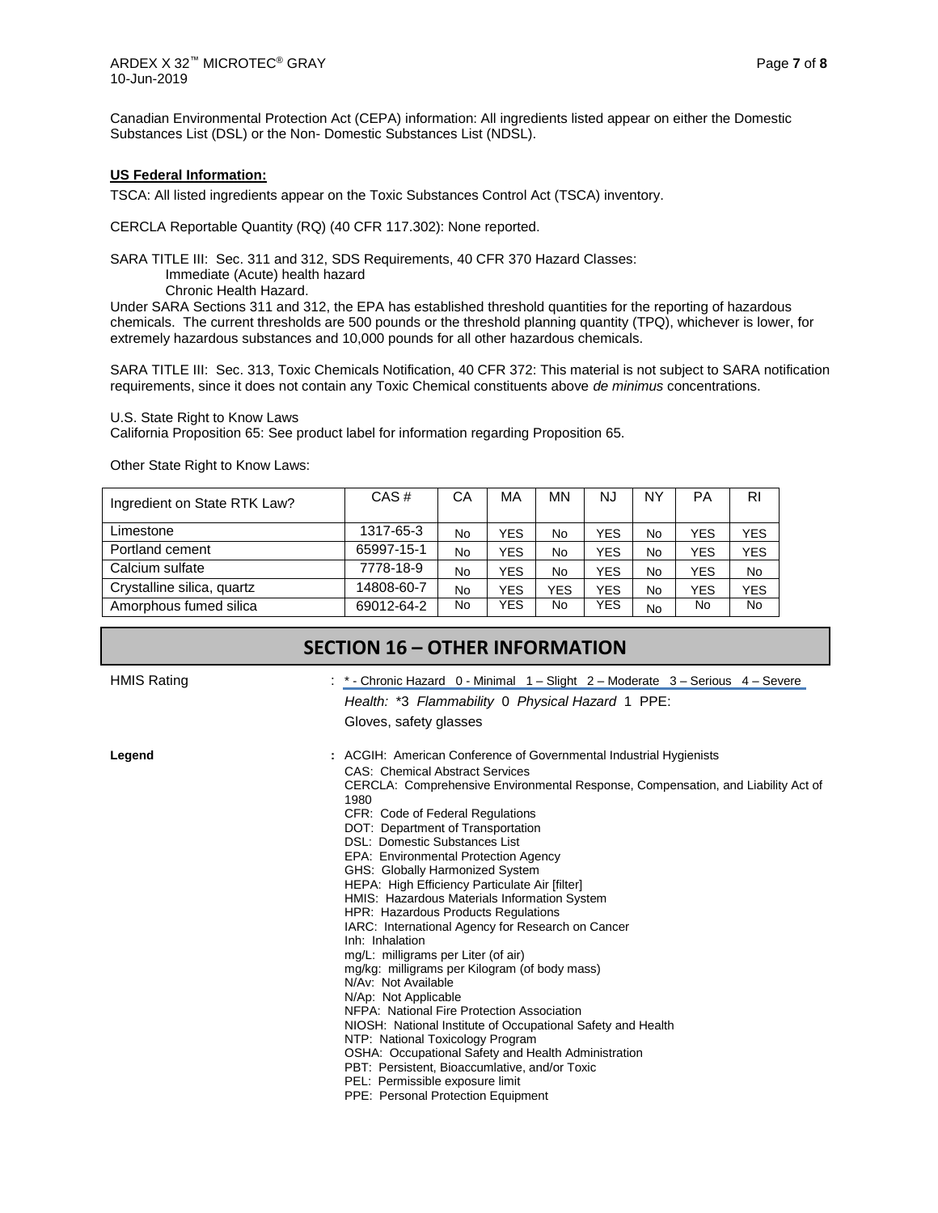Canadian Environmental Protection Act (CEPA) information: All ingredients listed appear on either the Domestic Substances List (DSL) or the Non- Domestic Substances List (NDSL).

**US Federal Information:**

TSCA: All listed ingredients appear on the Toxic Substances Control Act (TSCA) inventory.

CERCLA Reportable Quantity (RQ) (40 CFR 117.302): None reported.

SARA TITLE III: Sec. 311 and 312, SDS Requirements, 40 CFR 370 Hazard Classes:
Immediate (Acute) health hazard
Chronic Health Hazard.

Under SARA Sections 311 and 312, the EPA has established threshold quantities for the reporting of hazardous chemicals. The current thresholds are 500 pounds or the threshold planning quantity (TPQ), whichever is lower, for extremely hazardous substances and 10,000 pounds for all other hazardous chemicals.

SARA TITLE III: Sec. 313, Toxic Chemicals Notification, 40 CFR 372: This material is not subject to SARA notification requirements, since it does not contain any Toxic Chemical constituents above *de minimus* concentrations.

U.S. State Right to Know Laws
California Proposition 65: See product label for information regarding Proposition 65.

Other State Right to Know Laws:

| Ingredient on State RTK Law? | CAS # | CA | MA | MN | NJ | NY | PA | RI |
|---|---|---|---|---|---|---|---|---|
| Limestone | 1317-65-3 | No | YES | No | YES | No | YES | YES |
| Portland cement | 65997-15-1 | No | YES | No | YES | No | YES | YES |
| Calcium sulfate | 7778-18-9 | No | YES | No | YES | No | YES | No |
| Crystalline silica, quartz | 14808-60-7 | No | YES | YES | YES | No | YES | YES |
| Amorphous fumed silica | 69012-64-2 | No | YES | No | YES | No | No | No |

## SECTION 16 – OTHER INFORMATION

HMIS Rating : * - Chronic Hazard 0 - Minimal 1 – Slight 2 – Moderate 3 – Serious 4 – Severe

*Health:* *3 *Flammability* 0 *Physical Hazard* 1 PPE:
Gloves, safety glasses

**Legend** :
ACGIH: American Conference of Governmental Industrial Hygienists
CAS: Chemical Abstract Services
CERCLA: Comprehensive Environmental Response, Compensation, and Liability Act of 1980
CFR: Code of Federal Regulations
DOT: Department of Transportation
DSL: Domestic Substances List
EPA: Environmental Protection Agency
GHS: Globally Harmonized System
HEPA: High Efficiency Particulate Air [filter]
HMIS: Hazardous Materials Information System
HPR: Hazardous Products Regulations
IARC: International Agency for Research on Cancer
Inh: Inhalation
mg/L: milligrams per Liter (of air)
mg/kg: milligrams per Kilogram (of body mass)
N/Av: Not Available
N/Ap: Not Applicable
NFPA: National Fire Protection Association
NIOSH: National Institute of Occupational Safety and Health
NTP: National Toxicology Program
OSHA: Occupational Safety and Health Administration
PBT: Persistent, Bioaccumlative, and/or Toxic
PEL: Permissible exposure limit
PPE: Personal Protection Equipment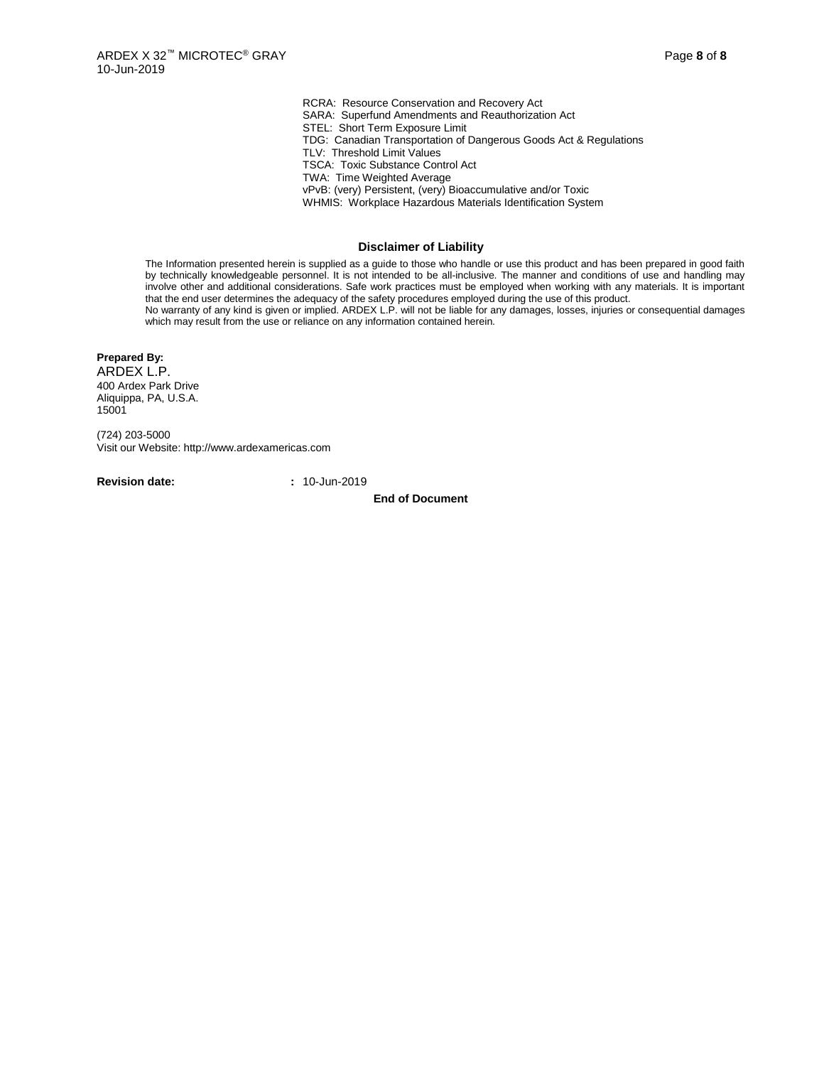RCRA: Resource Conservation and Recovery Act
SARA: Superfund Amendments and Reauthorization Act
STEL: Short Term Exposure Limit
TDG: Canadian Transportation of Dangerous Goods Act & Regulations
TLV: Threshold Limit Values
TSCA: Toxic Substance Control Act
TWA: Time Weighted Average
vPvB: (very) Persistent, (very) Bioaccumulative and/or Toxic
WHMIS: Workplace Hazardous Materials Identification System

**Disclaimer of Liability**

The Information presented herein is supplied as a guide to those who handle or use this product and has been prepared in good faith by technically knowledgeable personnel. It is not intended to be all-inclusive. The manner and conditions of use and handling may involve other and additional considerations. Safe work practices must be employed when working with any materials. It is important that the end user determines the adequacy of the safety procedures employed during the use of this product.
No warranty of any kind is given or implied. ARDEX L.P. will not be liable for any damages, losses, injuries or consequential damages which may result from the use or reliance on any information contained herein.

**Prepared By:**
ARDEX L.P.
400 Ardex Park Drive
Aliquippa, PA, U.S.A.
15001

(724) 203-5000
Visit our Website: http://www.ardexamericas.com

**Revision date:** **:** 10-Jun-2019

**End of Document**